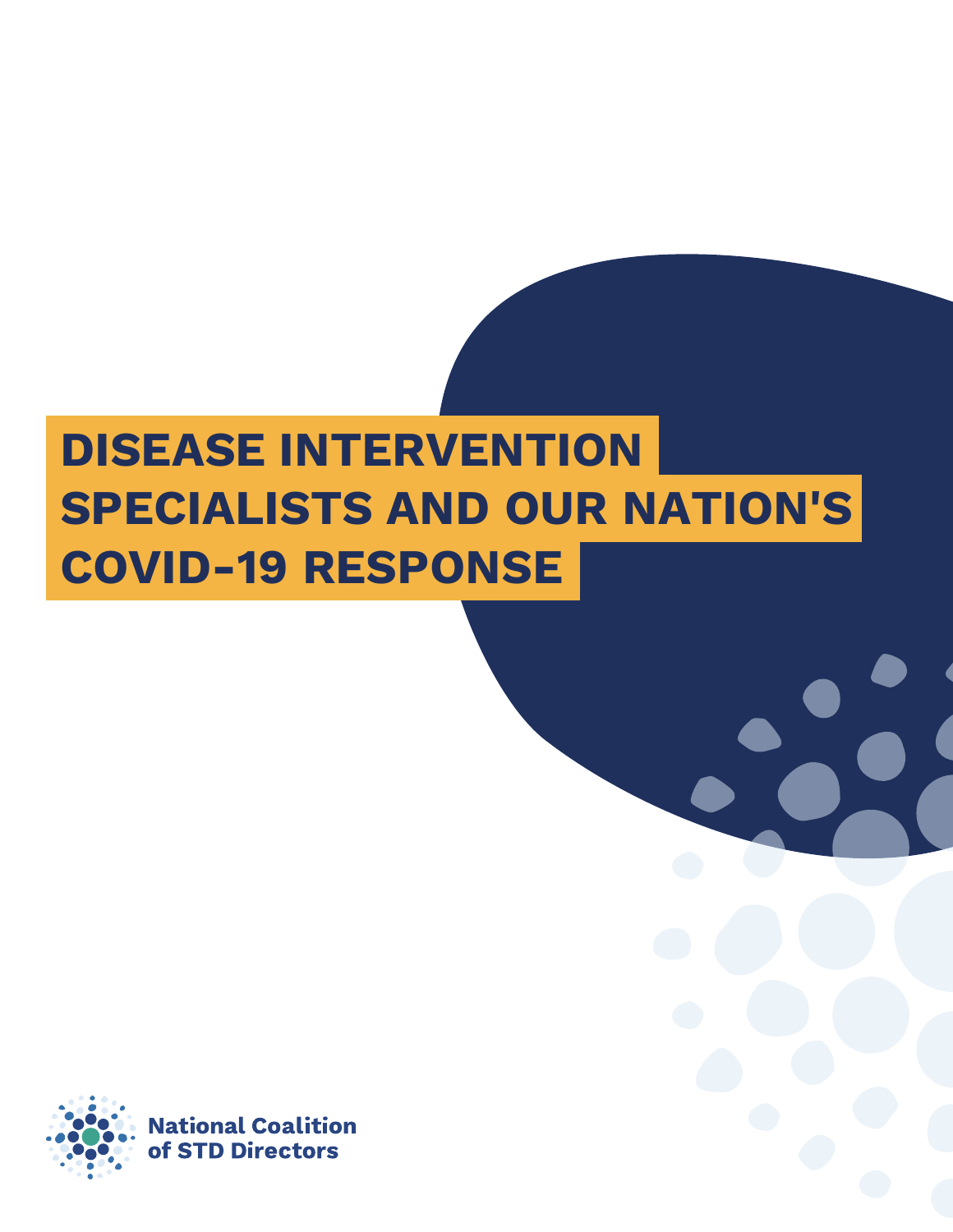# DISEASE INTERVENTION SPECIALISTS AND OUR NATION'S COVID-19 RESPONSE

National Coalition of STD Directors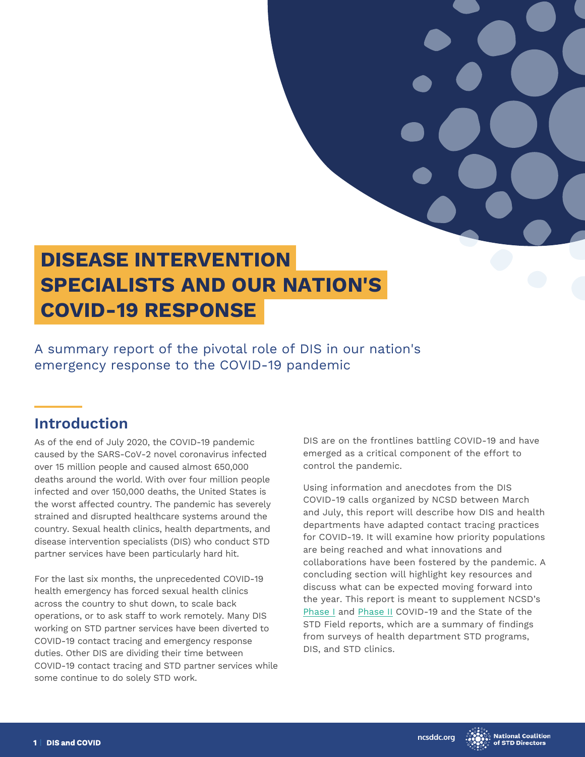# DISEASE INTERVENTION SPECIALISTS AND OUR NATION'S COVID-19 RESPONSE

A summary report of the pivotal role of DIS in our nation's emergency response to the COVID-19 pandemic

## Introduction

As of the end of July 2020, the COVID-19 pandemic caused by the SARS-CoV-2 novel coronavirus infected over 15 million people and caused almost 650,000 deaths around the world. With over four million people infected and over 150,000 deaths, the United States is the worst affected country. The pandemic has severely strained and disrupted healthcare systems around the country. Sexual health clinics, health departments, and disease intervention specialists (DIS) who conduct STD partner services have been particularly hard hit.

For the last six months, the unprecedented COVID-19 health emergency has forced sexual health clinics across the country to shut down, to scale back operations, or to ask staff to work remotely. Many DIS working on STD partner services have been diverted to COVID-19 contact tracing and emergency response duties. Other DIS are dividing their time between COVID-19 contact tracing and STD partner services while some continue to do solely STD work.

DIS are on the frontlines battling COVID-19 and have emerged as a critical component of the effort to control the pandemic.

Using information and anecdotes from the DIS COVID-19 calls organized by NCSD between March and July, this report will describe how DIS and health departments have adapted contact tracing practices for COVID-19. It will examine how priority populations are being reached and what innovations and collaborations have been fostered by the pandemic. A concluding section will highlight key resources and discuss what can be expected moving forward into the year. This report is meant to supplement NCSD's Phase I and Phase II COVID-19 and the State of the STD Field reports, which are a summary of findings from surveys of health department STD programs, DIS, and STD clinics.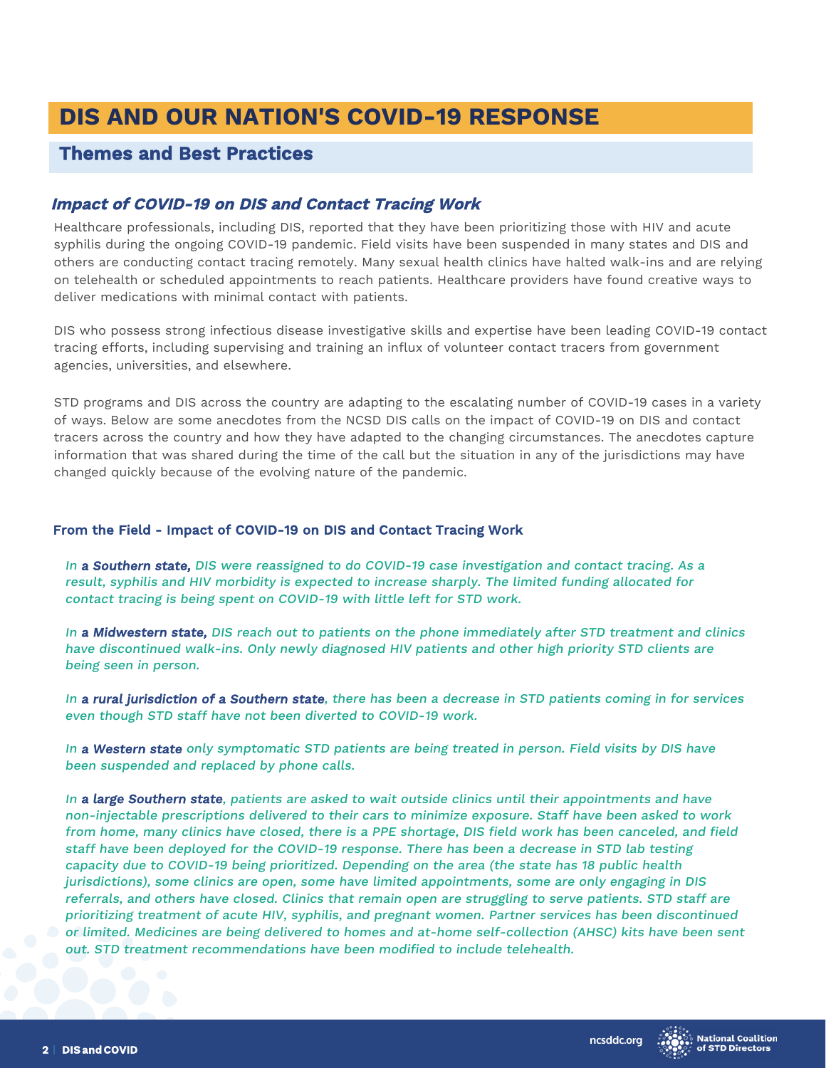# DIS AND OUR NATION'S COVID-19 RESPONSE

## Themes and Best Practices

### *Impact of COVID-19 on DIS and Contact Tracing Work*

Healthcare professionals, including DIS, reported that they have been prioritizing those with HIV and acute syphilis during the ongoing COVID-19 pandemic. Field visits have been suspended in many states and DIS and others are conducting contact tracing remotely. Many sexual health clinics have halted walk-ins and are relying on telehealth or scheduled appointments to reach patients. Healthcare providers have found creative ways to deliver medications with minimal contact with patients.

DIS who possess strong infectious disease investigative skills and expertise have been leading COVID-19 contact tracing efforts, including supervising and training an influx of volunteer contact tracers from government agencies, universities, and elsewhere.

STD programs and DIS across the country are adapting to the escalating number of COVID-19 cases in a variety of ways. Below are some anecdotes from the NCSD DIS calls on the impact of COVID-19 on DIS and contact tracers across the country and how they have adapted to the changing circumstances. The anecdotes capture information that was shared during the time of the call but the situation in any of the jurisdictions may have changed quickly because of the evolving nature of the pandemic.

#### From the Field - Impact of COVID-19 on DIS and Contact Tracing Work

*In **a Southern state,** DIS were reassigned to do COVID-19 case investigation and contact tracing. As a result, syphilis and HIV morbidity is expected to increase sharply. The limited funding allocated for contact tracing is being spent on COVID-19 with little left for STD work.*

*In **a Midwestern state,** DIS reach out to patients on the phone immediately after STD treatment and clinics have discontinued walk-ins. Only newly diagnosed HIV patients and other high priority STD clients are being seen in person.*

*In **a rural jurisdiction of a Southern state**, there has been a decrease in STD patients coming in for services even though STD staff have not been diverted to COVID-19 work.*

*In **a Western state** only symptomatic STD patients are being treated in person. Field visits by DIS have been suspended and replaced by phone calls.*

*In **a large Southern state**, patients are asked to wait outside clinics until their appointments and have non-injectable prescriptions delivered to their cars to minimize exposure. Staff have been asked to work from home, many clinics have closed, there is a PPE shortage, DIS field work has been canceled, and field staff have been deployed for the COVID-19 response. There has been a decrease in STD lab testing capacity due to COVID-19 being prioritized. Depending on the area (the state has 18 public health jurisdictions), some clinics are open, some have limited appointments, some are only engaging in DIS referrals, and others have closed. Clinics that remain open are struggling to serve patients. STD staff are prioritizing treatment of acute HIV, syphilis, and pregnant women. Partner services has been discontinued or limited. Medicines are being delivered to homes and at-home self-collection (AHSC) kits have been sent out. STD treatment recommendations have been modified to include telehealth.*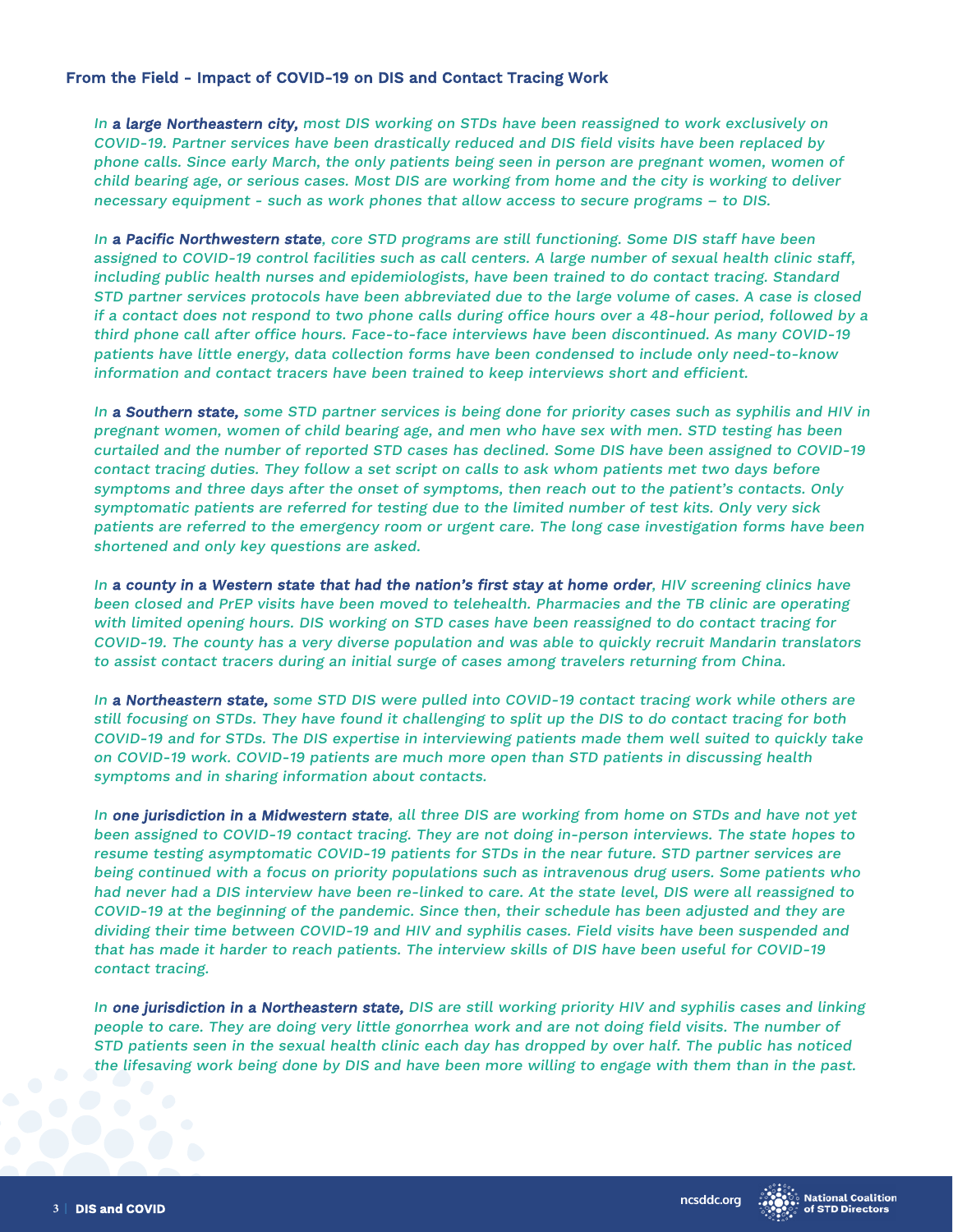### From the Field - Impact of COVID-19 on DIS and Contact Tracing Work

*In **a large Northeastern city,** most DIS working on STDs have been reassigned to work exclusively on COVID-19. Partner services have been drastically reduced and DIS field visits have been replaced by phone calls. Since early March, the only patients being seen in person are pregnant women, women of child bearing age, or serious cases. Most DIS are working from home and the city is working to deliver necessary equipment - such as work phones that allow access to secure programs – to DIS.*

*In **a Pacific Northwestern state**, core STD programs are still functioning. Some DIS staff have been assigned to COVID-19 control facilities such as call centers. A large number of sexual health clinic staff, including public health nurses and epidemiologists, have been trained to do contact tracing. Standard STD partner services protocols have been abbreviated due to the large volume of cases. A case is closed if a contact does not respond to two phone calls during office hours over a 48-hour period, followed by a third phone call after office hours. Face-to-face interviews have been discontinued. As many COVID-19 patients have little energy, data collection forms have been condensed to include only need-to-know information and contact tracers have been trained to keep interviews short and efficient.*

*In **a Southern state,** some STD partner services is being done for priority cases such as syphilis and HIV in pregnant women, women of child bearing age, and men who have sex with men. STD testing has been curtailed and the number of reported STD cases has declined. Some DIS have been assigned to COVID-19 contact tracing duties. They follow a set script on calls to ask whom patients met two days before symptoms and three days after the onset of symptoms, then reach out to the patient's contacts. Only symptomatic patients are referred for testing due to the limited number of test kits. Only very sick patients are referred to the emergency room or urgent care. The long case investigation forms have been shortened and only key questions are asked.*

*In **a county in a Western state that had the nation's first stay at home order**, HIV screening clinics have been closed and PrEP visits have been moved to telehealth. Pharmacies and the TB clinic are operating with limited opening hours. DIS working on STD cases have been reassigned to do contact tracing for COVID-19. The county has a very diverse population and was able to quickly recruit Mandarin translators to assist contact tracers during an initial surge of cases among travelers returning from China.*

*In **a Northeastern state,** some STD DIS were pulled into COVID-19 contact tracing work while others are still focusing on STDs. They have found it challenging to split up the DIS to do contact tracing for both COVID-19 and for STDs. The DIS expertise in interviewing patients made them well suited to quickly take on COVID-19 work. COVID-19 patients are much more open than STD patients in discussing health symptoms and in sharing information about contacts.*

*In **one jurisdiction in a Midwestern state**, all three DIS are working from home on STDs and have not yet been assigned to COVID-19 contact tracing. They are not doing in-person interviews. The state hopes to resume testing asymptomatic COVID-19 patients for STDs in the near future. STD partner services are being continued with a focus on priority populations such as intravenous drug users. Some patients who had never had a DIS interview have been re-linked to care. At the state level, DIS were all reassigned to COVID-19 at the beginning of the pandemic. Since then, their schedule has been adjusted and they are dividing their time between COVID-19 and HIV and syphilis cases. Field visits have been suspended and that has made it harder to reach patients. The interview skills of DIS have been useful for COVID-19 contact tracing.*

*In **one jurisdiction in a Northeastern state,** DIS are still working priority HIV and syphilis cases and linking people to care. They are doing very little gonorrhea work and are not doing field visits. The number of STD patients seen in the sexual health clinic each day has dropped by over half. The public has noticed the lifesaving work being done by DIS and have been more willing to engage with them than in the past.*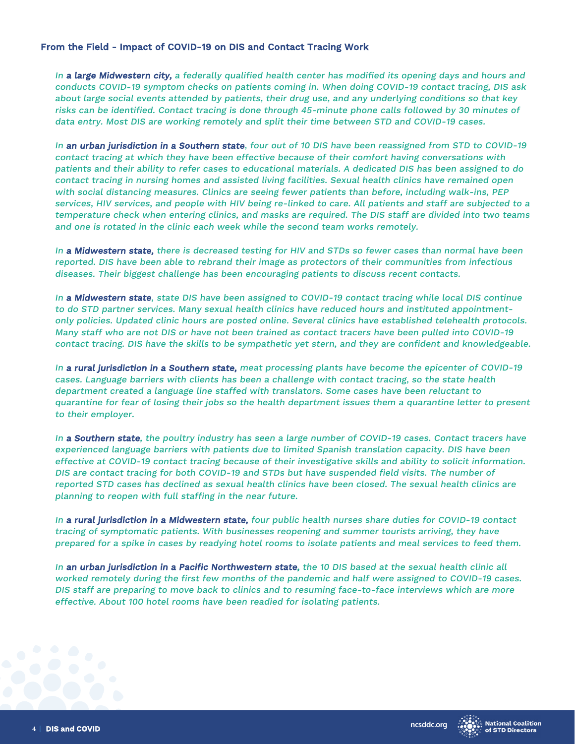### From the Field - Impact of COVID-19 on DIS and Contact Tracing Work

*In **a large Midwestern city,** a federally qualified health center has modified its opening days and hours and conducts COVID-19 symptom checks on patients coming in. When doing COVID-19 contact tracing, DIS ask about large social events attended by patients, their drug use, and any underlying conditions so that key risks can be identified. Contact tracing is done through 45-minute phone calls followed by 30 minutes of data entry. Most DIS are working remotely and split their time between STD and COVID-19 cases.*

*In **an urban jurisdiction in a Southern state**, four out of 10 DIS have been reassigned from STD to COVID-19 contact tracing at which they have been effective because of their comfort having conversations with patients and their ability to refer cases to educational materials. A dedicated DIS has been assigned to do contact tracing in nursing homes and assisted living facilities. Sexual health clinics have remained open with social distancing measures. Clinics are seeing fewer patients than before, including walk-ins, PEP services, HIV services, and people with HIV being re-linked to care. All patients and staff are subjected to a temperature check when entering clinics, and masks are required. The DIS staff are divided into two teams and one is rotated in the clinic each week while the second team works remotely.*

*In **a Midwestern state,** there is decreased testing for HIV and STDs so fewer cases than normal have been reported. DIS have been able to rebrand their image as protectors of their communities from infectious diseases. Their biggest challenge has been encouraging patients to discuss recent contacts.*

*In **a Midwestern state**, state DIS have been assigned to COVID-19 contact tracing while local DIS continue to do STD partner services. Many sexual health clinics have reduced hours and instituted appointment-only policies. Updated clinic hours are posted online. Several clinics have established telehealth protocols. Many staff who are not DIS or have not been trained as contact tracers have been pulled into COVID-19 contact tracing. DIS have the skills to be sympathetic yet stern, and they are confident and knowledgeable.*

*In **a rural jurisdiction in a Southern state,** meat processing plants have become the epicenter of COVID-19 cases. Language barriers with clients has been a challenge with contact tracing, so the state health department created a language line staffed with translators. Some cases have been reluctant to quarantine for fear of losing their jobs so the health department issues them a quarantine letter to present to their employer.*

*In **a Southern state**, the poultry industry has seen a large number of COVID-19 cases. Contact tracers have experienced language barriers with patients due to limited Spanish translation capacity. DIS have been effective at COVID-19 contact tracing because of their investigative skills and ability to solicit information. DIS are contact tracing for both COVID-19 and STDs but have suspended field visits. The number of reported STD cases has declined as sexual health clinics have been closed. The sexual health clinics are planning to reopen with full staffing in the near future.*

*In **a rural jurisdiction in a Midwestern state,** four public health nurses share duties for COVID-19 contact tracing of symptomatic patients. With businesses reopening and summer tourists arriving, they have prepared for a spike in cases by readying hotel rooms to isolate patients and meal services to feed them.*

*In **an urban jurisdiction in a Pacific Northwestern state,** the 10 DIS based at the sexual health clinic all worked remotely during the first few months of the pandemic and half were assigned to COVID-19 cases. DIS staff are preparing to move back to clinics and to resuming face-to-face interviews which are more effective. About 100 hotel rooms have been readied for isolating patients.*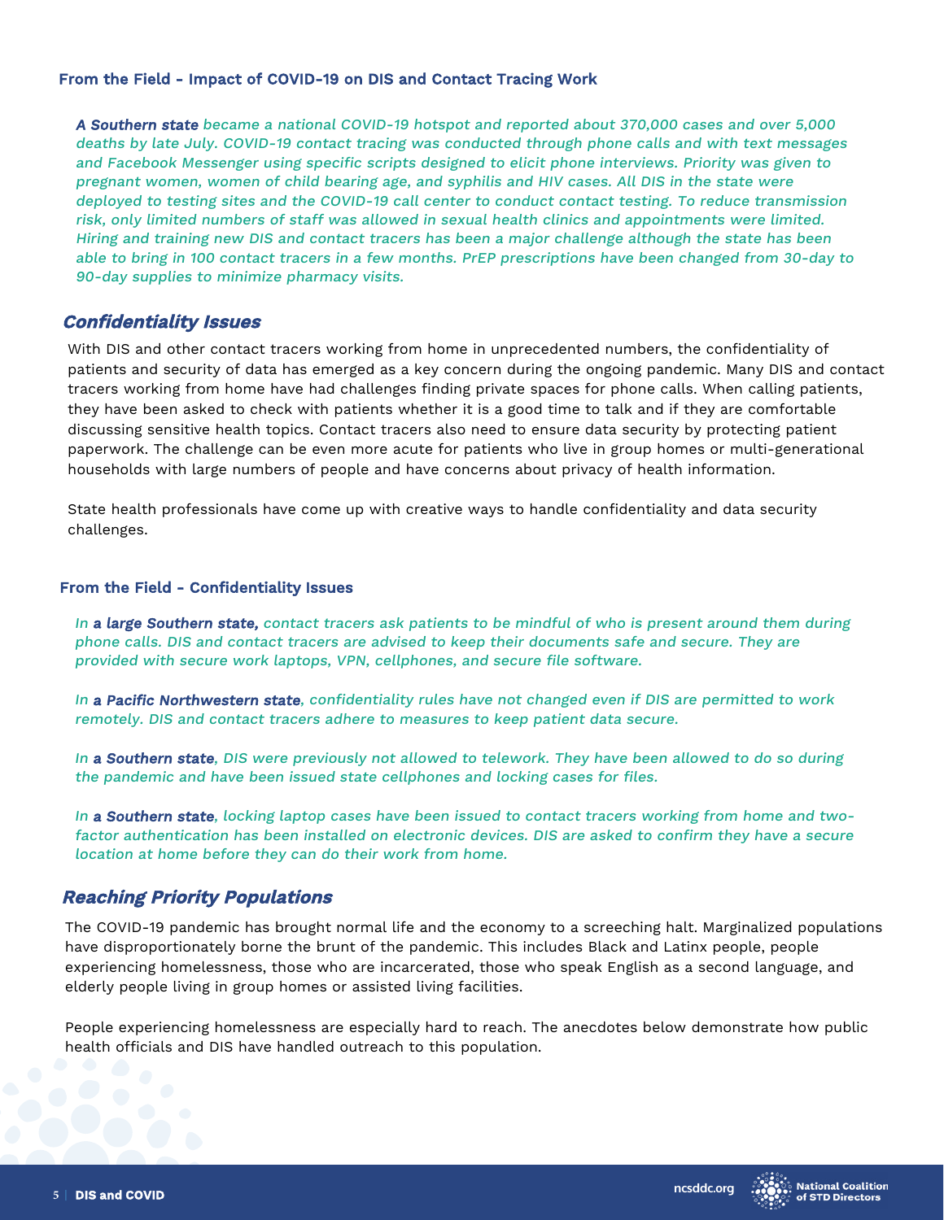### From the Field - Impact of COVID-19 on DIS and Contact Tracing Work

***A Southern state*** *became a national COVID-19 hotspot and reported about 370,000 cases and over 5,000 deaths by late July. COVID-19 contact tracing was conducted through phone calls and with text messages and Facebook Messenger using specific scripts designed to elicit phone interviews. Priority was given to pregnant women, women of child bearing age, and syphilis and HIV cases. All DIS in the state were deployed to testing sites and the COVID-19 call center to conduct contact testing. To reduce transmission risk, only limited numbers of staff was allowed in sexual health clinics and appointments were limited. Hiring and training new DIS and contact tracers has been a major challenge although the state has been able to bring in 100 contact tracers in a few months. PrEP prescriptions have been changed from 30-day to 90-day supplies to minimize pharmacy visits.*

## *Confidentiality Issues*

With DIS and other contact tracers working from home in unprecedented numbers, the confidentiality of patients and security of data has emerged as a key concern during the ongoing pandemic. Many DIS and contact tracers working from home have had challenges finding private spaces for phone calls. When calling patients, they have been asked to check with patients whether it is a good time to talk and if they are comfortable discussing sensitive health topics. Contact tracers also need to ensure data security by protecting patient paperwork. The challenge can be even more acute for patients who live in group homes or multi-generational households with large numbers of people and have concerns about privacy of health information.

State health professionals have come up with creative ways to handle confidentiality and data security challenges.

### From the Field - Confidentiality Issues

*In* ***a large Southern state,*** *contact tracers ask patients to be mindful of who is present around them during phone calls. DIS and contact tracers are advised to keep their documents safe and secure. They are provided with secure work laptops, VPN, cellphones, and secure file software.*

*In* ***a Pacific Northwestern state****, confidentiality rules have not changed even if DIS are permitted to work remotely. DIS and contact tracers adhere to measures to keep patient data secure.*

*In* ***a Southern state****, DIS were previously not allowed to telework. They have been allowed to do so during the pandemic and have been issued state cellphones and locking cases for files.*

*In* ***a Southern state****, locking laptop cases have been issued to contact tracers working from home and two-factor authentication has been installed on electronic devices. DIS are asked to confirm they have a secure location at home before they can do their work from home.*

## *Reaching Priority Populations*

The COVID-19 pandemic has brought normal life and the economy to a screeching halt. Marginalized populations have disproportionately borne the brunt of the pandemic. This includes Black and Latinx people, people experiencing homelessness, those who are incarcerated, those who speak English as a second language, and elderly people living in group homes or assisted living facilities.

People experiencing homelessness are especially hard to reach. The anecdotes below demonstrate how public health officials and DIS have handled outreach to this population.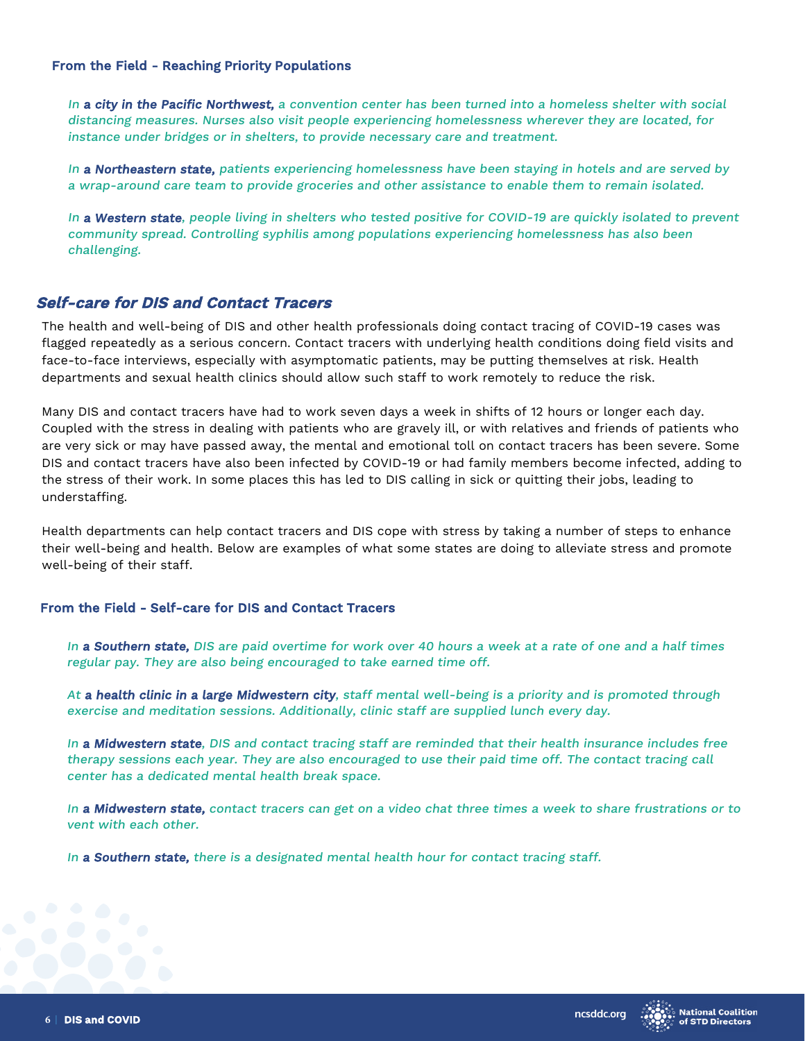### From the Field - Reaching Priority Populations

*In **a city in the Pacific Northwest,** a convention center has been turned into a homeless shelter with social distancing measures. Nurses also visit people experiencing homelessness wherever they are located, for instance under bridges or in shelters, to provide necessary care and treatment.*

*In **a Northeastern state,** patients experiencing homelessness have been staying in hotels and are served by a wrap-around care team to provide groceries and other assistance to enable them to remain isolated.*

*In **a Western state**, people living in shelters who tested positive for COVID-19 are quickly isolated to prevent community spread. Controlling syphilis among populations experiencing homelessness has also been challenging.*

## *Self-care for DIS and Contact Tracers*

The health and well-being of DIS and other health professionals doing contact tracing of COVID-19 cases was flagged repeatedly as a serious concern. Contact tracers with underlying health conditions doing field visits and face-to-face interviews, especially with asymptomatic patients, may be putting themselves at risk. Health departments and sexual health clinics should allow such staff to work remotely to reduce the risk.

Many DIS and contact tracers have had to work seven days a week in shifts of 12 hours or longer each day. Coupled with the stress in dealing with patients who are gravely ill, or with relatives and friends of patients who are very sick or may have passed away, the mental and emotional toll on contact tracers has been severe. Some DIS and contact tracers have also been infected by COVID-19 or had family members become infected, adding to the stress of their work. In some places this has led to DIS calling in sick or quitting their jobs, leading to understaffing.

Health departments can help contact tracers and DIS cope with stress by taking a number of steps to enhance their well-being and health. Below are examples of what some states are doing to alleviate stress and promote well-being of their staff.

### From the Field - Self-care for DIS and Contact Tracers

*In **a Southern state,** DIS are paid overtime for work over 40 hours a week at a rate of one and a half times regular pay. They are also being encouraged to take earned time off.*

*At **a health clinic in a large Midwestern city**, staff mental well-being is a priority and is promoted through exercise and meditation sessions. Additionally, clinic staff are supplied lunch every day.*

*In **a Midwestern state**, DIS and contact tracing staff are reminded that their health insurance includes free therapy sessions each year. They are also encouraged to use their paid time off. The contact tracing call center has a dedicated mental health break space.*

*In **a Midwestern state,** contact tracers can get on a video chat three times a week to share frustrations or to vent with each other.*

*In **a Southern state,** there is a designated mental health hour for contact tracing staff.*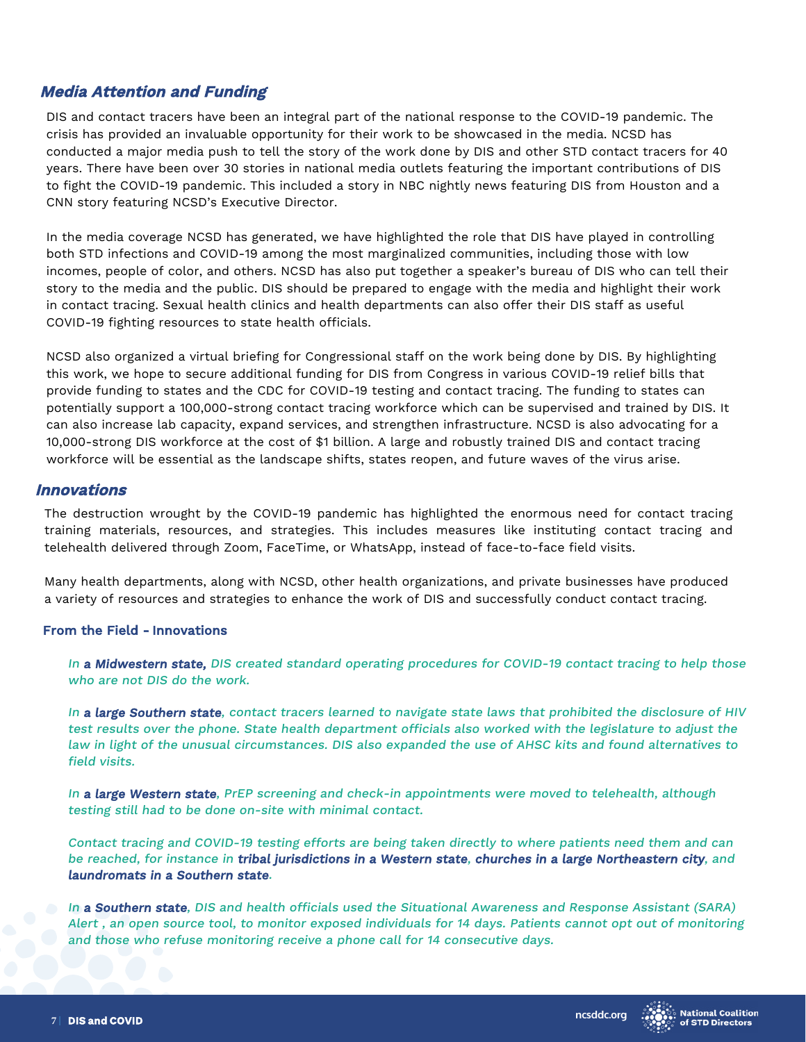## *Media Attention and Funding*

DIS and contact tracers have been an integral part of the national response to the COVID-19 pandemic. The crisis has provided an invaluable opportunity for their work to be showcased in the media. NCSD has conducted a major media push to tell the story of the work done by DIS and other STD contact tracers for 40 years. There have been over 30 stories in national media outlets featuring the important contributions of DIS to fight the COVID-19 pandemic. This included a story in NBC nightly news featuring DIS from Houston and a CNN story featuring NCSD's Executive Director.

In the media coverage NCSD has generated, we have highlighted the role that DIS have played in controlling both STD infections and COVID-19 among the most marginalized communities, including those with low incomes, people of color, and others. NCSD has also put together a speaker's bureau of DIS who can tell their story to the media and the public. DIS should be prepared to engage with the media and highlight their work in contact tracing. Sexual health clinics and health departments can also offer their DIS staff as useful COVID-19 fighting resources to state health officials.

NCSD also organized a virtual briefing for Congressional staff on the work being done by DIS. By highlighting this work, we hope to secure additional funding for DIS from Congress in various COVID-19 relief bills that provide funding to states and the CDC for COVID-19 testing and contact tracing. The funding to states can potentially support a 100,000-strong contact tracing workforce which can be supervised and trained by DIS. It can also increase lab capacity, expand services, and strengthen infrastructure. NCSD is also advocating for a 10,000-strong DIS workforce at the cost of $1 billion. A large and robustly trained DIS and contact tracing workforce will be essential as the landscape shifts, states reopen, and future waves of the virus arise.

## *Innovations*

The destruction wrought by the COVID-19 pandemic has highlighted the enormous need for contact tracing training materials, resources, and strategies. This includes measures like instituting contact tracing and telehealth delivered through Zoom, FaceTime, or WhatsApp, instead of face-to-face field visits.

Many health departments, along with NCSD, other health organizations, and private businesses have produced a variety of resources and strategies to enhance the work of DIS and successfully conduct contact tracing.

### From the Field - Innovations

*In **a Midwestern state,** DIS created standard operating procedures for COVID-19 contact tracing to help those who are not DIS do the work.*

*In **a large Southern state**, contact tracers learned to navigate state laws that prohibited the disclosure of HIV test results over the phone. State health department officials also worked with the legislature to adjust the law in light of the unusual circumstances. DIS also expanded the use of AHSC kits and found alternatives to field visits.*

*In **a large Western state**, PrEP screening and check-in appointments were moved to telehealth, although testing still had to be done on-site with minimal contact.*

*Contact tracing and COVID-19 testing efforts are being taken directly to where patients need them and can be reached, for instance in **tribal jurisdictions in a Western state**, **churches in a large Northeastern city**, and **laundromats in a Southern state**.*

*In **a Southern state**, DIS and health officials used the Situational Awareness and Response Assistant (SARA) Alert , an open source tool, to monitor exposed individuals for 14 days. Patients cannot opt out of monitoring and those who refuse monitoring receive a phone call for 14 consecutive days.*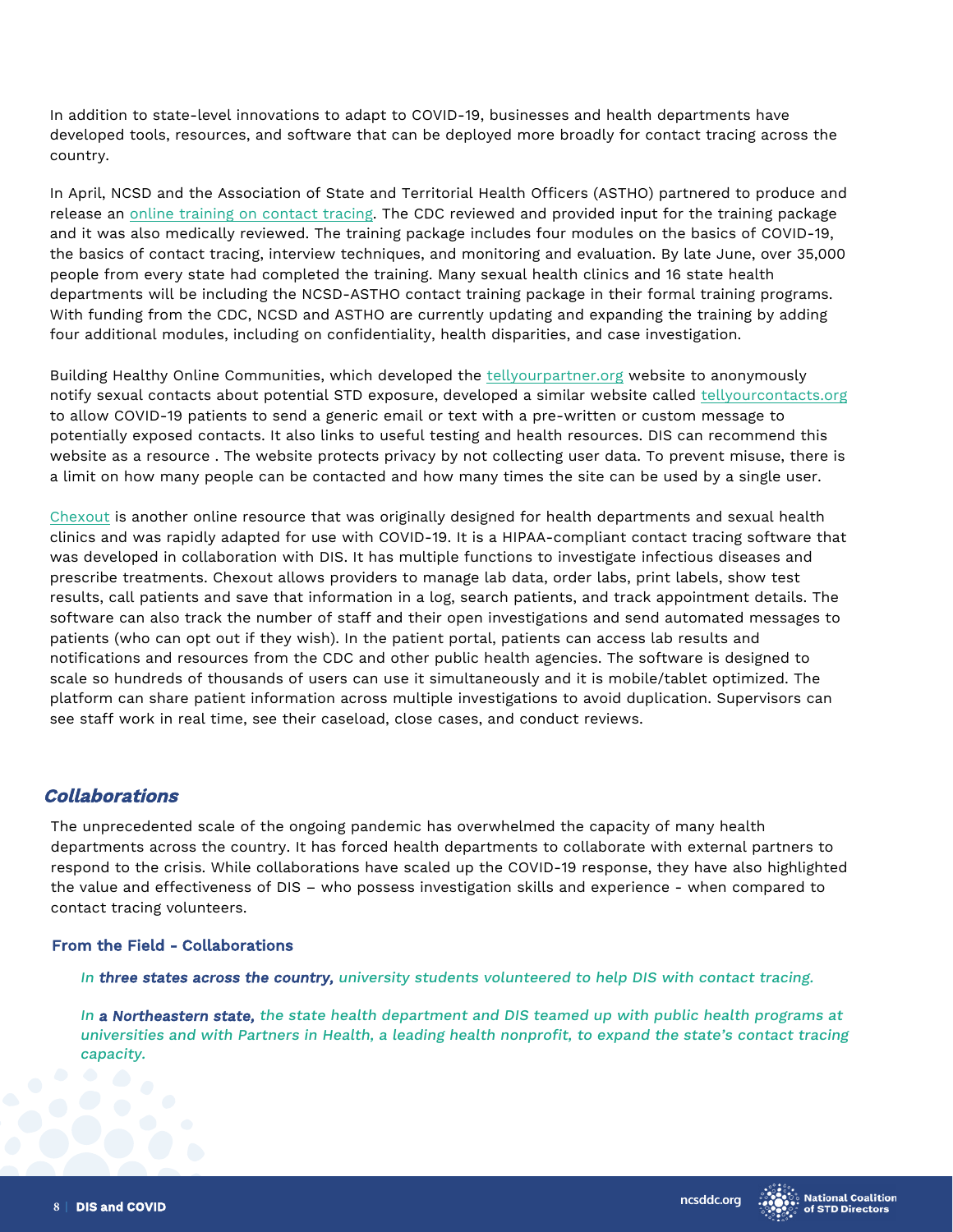In addition to state-level innovations to adapt to COVID-19, businesses and health departments have developed tools, resources, and software that can be deployed more broadly for contact tracing across the country.

In April, NCSD and the Association of State and Territorial Health Officers (ASTHO) partnered to produce and release an online training on contact tracing. The CDC reviewed and provided input for the training package and it was also medically reviewed. The training package includes four modules on the basics of COVID-19, the basics of contact tracing, interview techniques, and monitoring and evaluation. By late June, over 35,000 people from every state had completed the training. Many sexual health clinics and 16 state health departments will be including the NCSD-ASTHO contact training package in their formal training programs. With funding from the CDC, NCSD and ASTHO are currently updating and expanding the training by adding four additional modules, including on confidentiality, health disparities, and case investigation.

Building Healthy Online Communities, which developed the tellyourpartner.org website to anonymously notify sexual contacts about potential STD exposure, developed a similar website called tellyourcontacts.org to allow COVID-19 patients to send a generic email or text with a pre-written or custom message to potentially exposed contacts. It also links to useful testing and health resources. DIS can recommend this website as a resource . The website protects privacy by not collecting user data. To prevent misuse, there is a limit on how many people can be contacted and how many times the site can be used by a single user.

Chexout is another online resource that was originally designed for health departments and sexual health clinics and was rapidly adapted for use with COVID-19. It is a HIPAA-compliant contact tracing software that was developed in collaboration with DIS. It has multiple functions to investigate infectious diseases and prescribe treatments. Chexout allows providers to manage lab data, order labs, print labels, show test results, call patients and save that information in a log, search patients, and track appointment details. The software can also track the number of staff and their open investigations and send automated messages to patients (who can opt out if they wish). In the patient portal, patients can access lab results and notifications and resources from the CDC and other public health agencies. The software is designed to scale so hundreds of thousands of users can use it simultaneously and it is mobile/tablet optimized. The platform can share patient information across multiple investigations to avoid duplication. Supervisors can see staff work in real time, see their caseload, close cases, and conduct reviews.

## *Collaborations*

The unprecedented scale of the ongoing pandemic has overwhelmed the capacity of many health departments across the country. It has forced health departments to collaborate with external partners to respond to the crisis. While collaborations have scaled up the COVID-19 response, they have also highlighted the value and effectiveness of DIS – who possess investigation skills and experience - when compared to contact tracing volunteers.

### From the Field - Collaborations

*In* ***three states across the country,*** *university students volunteered to help DIS with contact tracing.*

*In* ***a Northeastern state,*** *the state health department and DIS teamed up with public health programs at universities and with Partners in Health, a leading health nonprofit, to expand the state's contact tracing capacity.*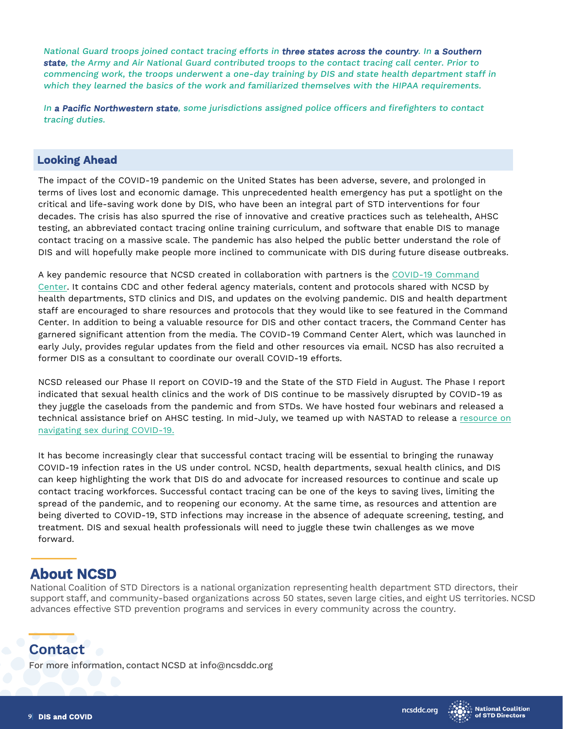*National Guard troops joined contact tracing efforts in **three states across the country**. In **a Southern state**, the Army and Air National Guard contributed troops to the contact tracing call center. Prior to commencing work, the troops underwent a one-day training by DIS and state health department staff in which they learned the basics of the work and familiarized themselves with the HIPAA requirements.*

*In **a Pacific Northwestern state**, some jurisdictions assigned police officers and firefighters to contact tracing duties.*

## Looking Ahead

The impact of the COVID-19 pandemic on the United States has been adverse, severe, and prolonged in terms of lives lost and economic damage. This unprecedented health emergency has put a spotlight on the critical and life-saving work done by DIS, who have been an integral part of STD interventions for four decades. The crisis has also spurred the rise of innovative and creative practices such as telehealth, AHSC testing, an abbreviated contact tracing online training curriculum, and software that enable DIS to manage contact tracing on a massive scale. The pandemic has also helped the public better understand the role of DIS and will hopefully make people more inclined to communicate with DIS during future disease outbreaks.

A key pandemic resource that NCSD created in collaboration with partners is the COVID-19 Command Center. It contains CDC and other federal agency materials, content and protocols shared with NCSD by health departments, STD clinics and DIS, and updates on the evolving pandemic. DIS and health department staff are encouraged to share resources and protocols that they would like to see featured in the Command Center. In addition to being a valuable resource for DIS and other contact tracers, the Command Center has garnered significant attention from the media. The COVID-19 Command Center Alert, which was launched in early July, provides regular updates from the field and other resources via email. NCSD has also recruited a former DIS as a consultant to coordinate our overall COVID-19 efforts.

NCSD released our Phase II report on COVID-19 and the State of the STD Field in August. The Phase I report indicated that sexual health clinics and the work of DIS continue to be massively disrupted by COVID-19 as they juggle the caseloads from the pandemic and from STDs. We have hosted four webinars and released a technical assistance brief on AHSC testing. In mid-July, we teamed up with NASTAD to release a resource on navigating sex during COVID-19.

It has become increasingly clear that successful contact tracing will be essential to bringing the runaway COVID-19 infection rates in the US under control. NCSD, health departments, sexual health clinics, and DIS can keep highlighting the work that DIS do and advocate for increased resources to continue and scale up contact tracing workforces. Successful contact tracing can be one of the keys to saving lives, limiting the spread of the pandemic, and to reopening our economy. At the same time, as resources and attention are being diverted to COVID-19, STD infections may increase in the absence of adequate screening, testing, and treatment. DIS and sexual health professionals will need to juggle these twin challenges as we move forward.

## About NCSD

National Coalition of STD Directors is a national organization representing health department STD directors, their support staff, and community-based organizations across 50 states, seven large cities, and eight US territories. NCSD advances effective STD prevention programs and services in every community across the country.

## Contact

For more information, contact NCSD at info@ncsddc.org